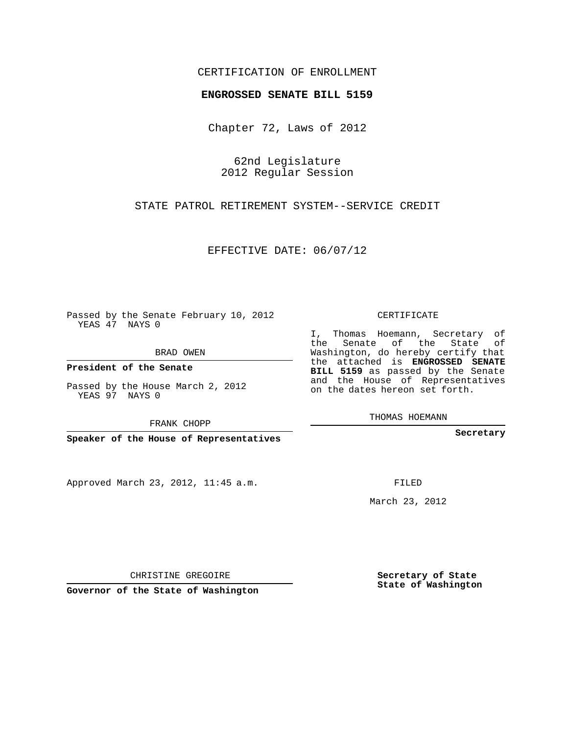CERTIFICATION OF ENROLLMENT

**ENGROSSED SENATE BILL 5159**

Chapter 72, Laws of 2012

62nd Legislature
2012 Regular Session

STATE PATROL RETIREMENT SYSTEM--SERVICE CREDIT

EFFECTIVE DATE: 06/07/12

Passed by the Senate February 10, 2012
YEAS 47 NAYS 0

BRAD OWEN

**President of the Senate**

Passed by the House March 2, 2012
YEAS 97 NAYS 0

FRANK CHOPP

**Speaker of the House of Representatives**

CERTIFICATE

I, Thomas Hoemann, Secretary of the Senate of the State of Washington, do hereby certify that the attached is **ENGROSSED SENATE BILL 5159** as passed by the Senate and the House of Representatives on the dates hereon set forth.

THOMAS HOEMANN

**Secretary**

Approved March 23, 2012, 11:45 a.m.

FILED

March 23, 2012

CHRISTINE GREGOIRE

**Governor of the State of Washington**

**Secretary of State**
**State of Washington**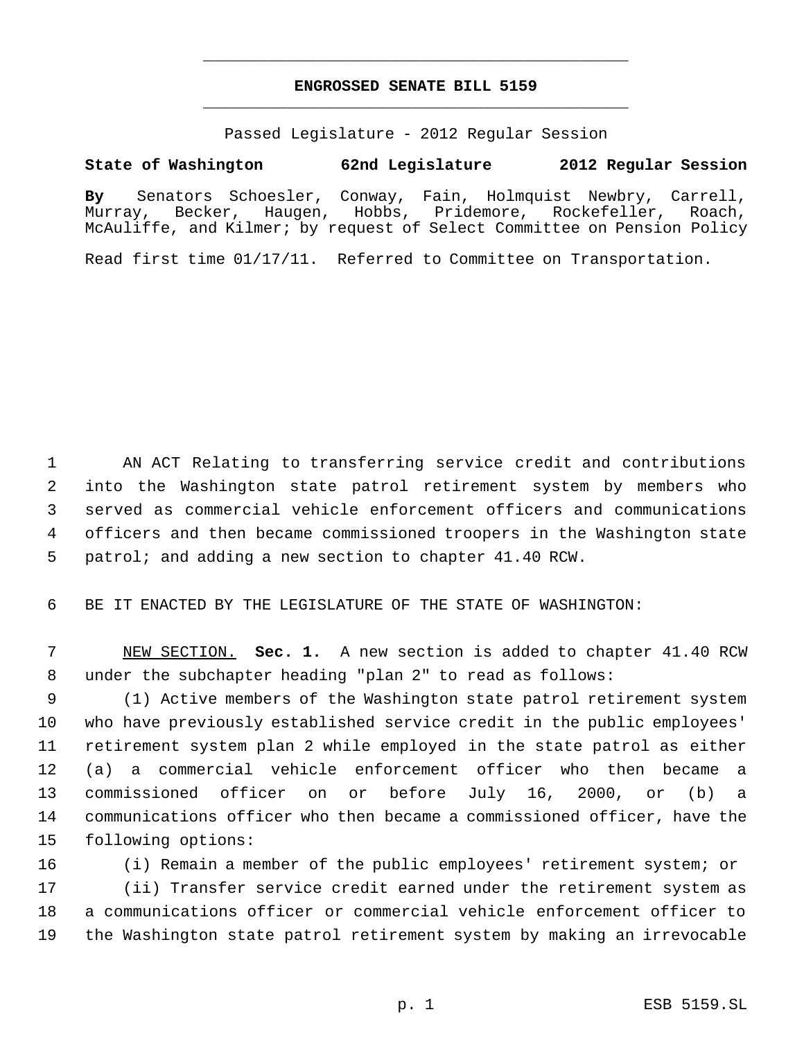# ENGROSSED SENATE BILL 5159

Passed Legislature - 2012 Regular Session

**State of Washington 62nd Legislature 2012 Regular Session**

**By** Senators Schoesler, Conway, Fain, Holmquist Newbry, Carrell, Murray, Becker, Haugen, Hobbs, Pridemore, Rockefeller, Roach, McAuliffe, and Kilmer; by request of Select Committee on Pension Policy

Read first time 01/17/11. Referred to Committee on Transportation.

AN ACT Relating to transferring service credit and contributions into the Washington state patrol retirement system by members who served as commercial vehicle enforcement officers and communications officers and then became commissioned troopers in the Washington state patrol; and adding a new section to chapter 41.40 RCW.

BE IT ENACTED BY THE LEGISLATURE OF THE STATE OF WASHINGTON:

NEW SECTION. **Sec. 1.** A new section is added to chapter 41.40 RCW under the subchapter heading "plan 2" to read as follows:

(1) Active members of the Washington state patrol retirement system who have previously established service credit in the public employees' retirement system plan 2 while employed in the state patrol as either (a) a commercial vehicle enforcement officer who then became a commissioned officer on or before July 16, 2000, or (b) a communications officer who then became a commissioned officer, have the following options:

(i) Remain a member of the public employees' retirement system; or

(ii) Transfer service credit earned under the retirement system as a communications officer or commercial vehicle enforcement officer to the Washington state patrol retirement system by making an irrevocable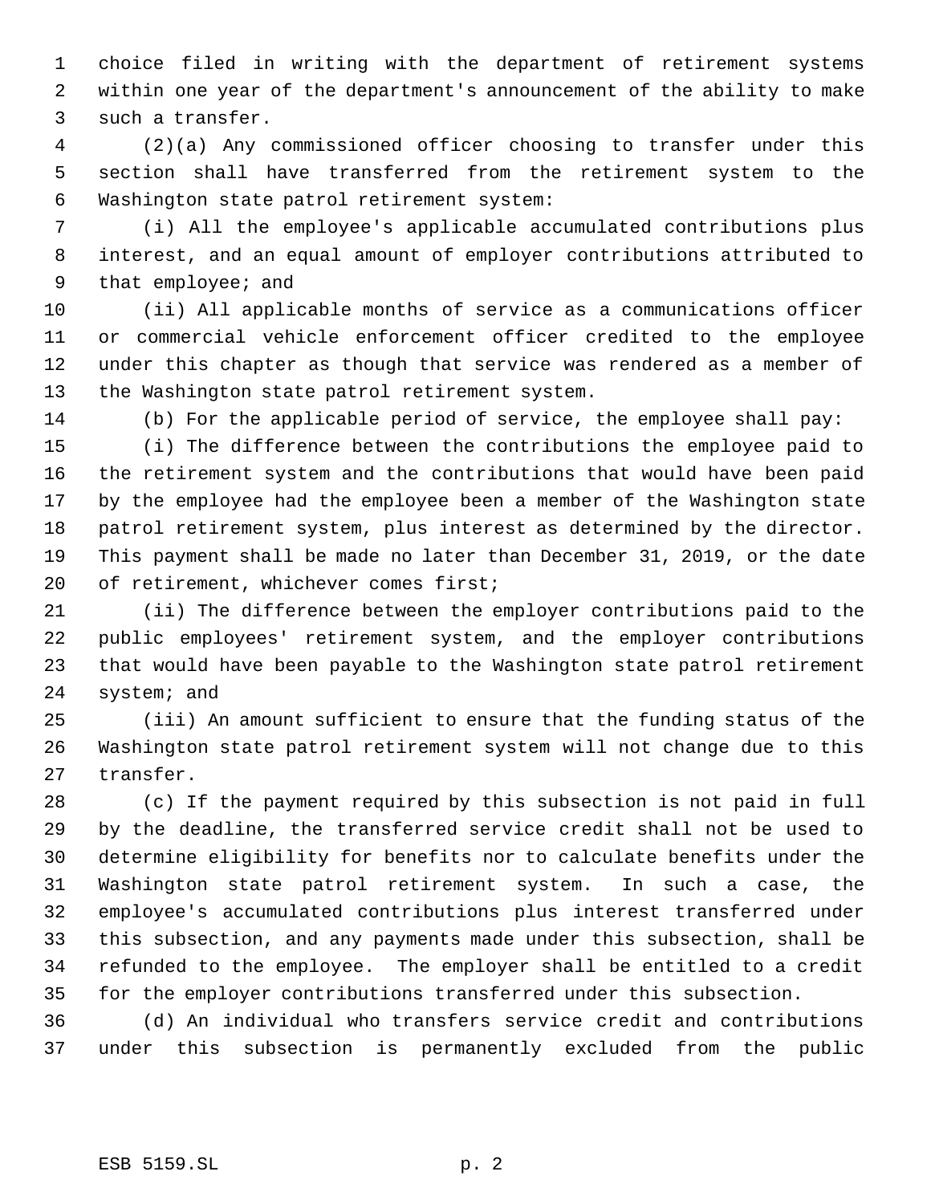choice filed in writing with the department of retirement systems within one year of the department's announcement of the ability to make such a transfer.

(2)(a) Any commissioned officer choosing to transfer under this section shall have transferred from the retirement system to the Washington state patrol retirement system:

(i) All the employee's applicable accumulated contributions plus interest, and an equal amount of employer contributions attributed to that employee; and

(ii) All applicable months of service as a communications officer or commercial vehicle enforcement officer credited to the employee under this chapter as though that service was rendered as a member of the Washington state patrol retirement system.

(b) For the applicable period of service, the employee shall pay:

(i) The difference between the contributions the employee paid to the retirement system and the contributions that would have been paid by the employee had the employee been a member of the Washington state patrol retirement system, plus interest as determined by the director. This payment shall be made no later than December 31, 2019, or the date of retirement, whichever comes first;

(ii) The difference between the employer contributions paid to the public employees' retirement system, and the employer contributions that would have been payable to the Washington state patrol retirement system; and

(iii) An amount sufficient to ensure that the funding status of the Washington state patrol retirement system will not change due to this transfer.

(c) If the payment required by this subsection is not paid in full by the deadline, the transferred service credit shall not be used to determine eligibility for benefits nor to calculate benefits under the Washington state patrol retirement system. In such a case, the employee's accumulated contributions plus interest transferred under this subsection, and any payments made under this subsection, shall be refunded to the employee. The employer shall be entitled to a credit for the employer contributions transferred under this subsection.

(d) An individual who transfers service credit and contributions under this subsection is permanently excluded from the public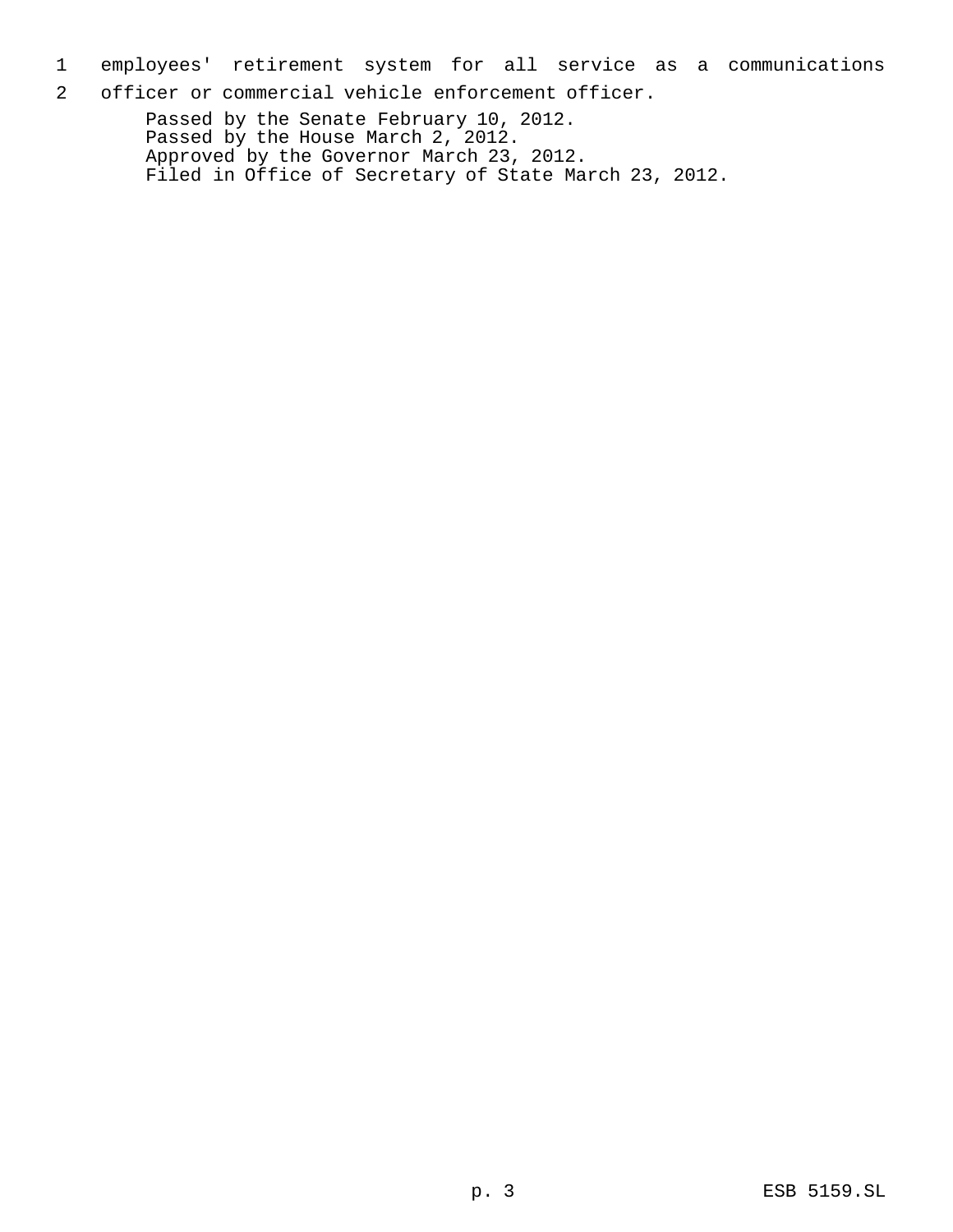employees' retirement system for all service as a communications officer or commercial vehicle enforcement officer.

Passed by the Senate February 10, 2012.
Passed by the House March 2, 2012.
Approved by the Governor March 23, 2012.
Filed in Office of Secretary of State March 23, 2012.